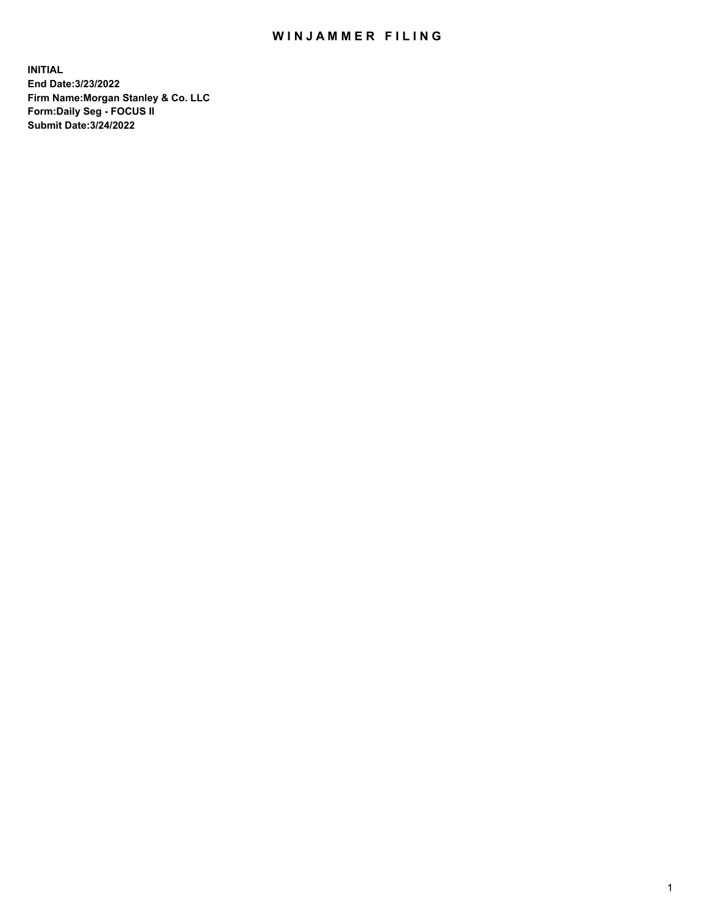# WINJAMMER FILING

**INITIAL**
**End Date:3/23/2022**
**Firm Name:Morgan Stanley & Co. LLC**
**Form:Daily Seg - FOCUS II**
**Submit Date:3/24/2022**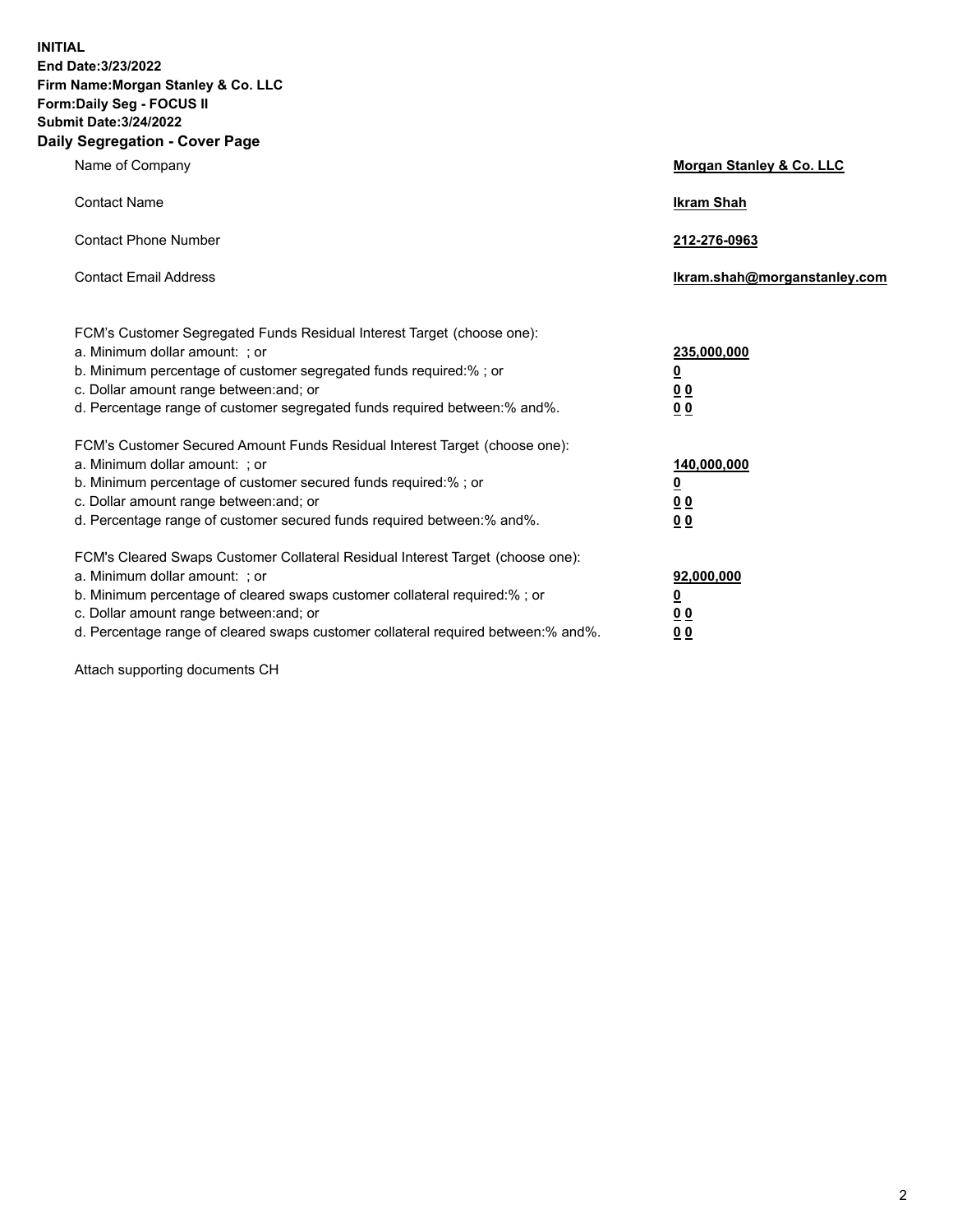**INITIAL**
**End Date:3/23/2022**
**Firm Name:Morgan Stanley & Co. LLC**
**Form:Daily Seg - FOCUS II**
**Submit Date:3/24/2022**

## Daily Segregation - Cover Page

| | |
|---|---|
| Name of Company | **Morgan Stanley & Co. LLC** |
| Contact Name | **Ikram Shah** |
| Contact Phone Number | **212-276-0963** |
| Contact Email Address | **Ikram.shah@morganstanley.com** |

| | |
|---|---|
| FCM's Customer Segregated Funds Residual Interest Target (choose one): | |
| a. Minimum dollar amount: ; or | **235,000,000** |
| b. Minimum percentage of customer segregated funds required:% ; or | **0** |
| c. Dollar amount range between:and; or | **0 0** |
| d. Percentage range of customer segregated funds required between:% and%. | **0 0** |
| FCM's Customer Secured Amount Funds Residual Interest Target (choose one): | |
| a. Minimum dollar amount: ; or | **140,000,000** |
| b. Minimum percentage of customer secured funds required:% ; or | **0** |
| c. Dollar amount range between:and; or | **0 0** |
| d. Percentage range of customer secured funds required between:% and%. | **0 0** |
| FCM's Cleared Swaps Customer Collateral Residual Interest Target (choose one): | |
| a. Minimum dollar amount: ; or | **92,000,000** |
| b. Minimum percentage of cleared swaps customer collateral required:% ; or | **0** |
| c. Dollar amount range between:and; or | **0 0** |
| d. Percentage range of cleared swaps customer collateral required between:% and%. | **0 0** |

Attach supporting documents CH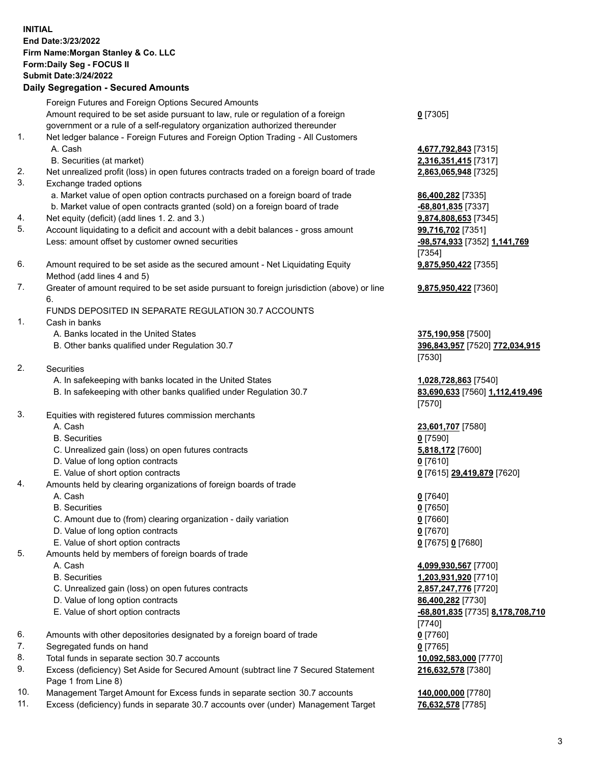**INITIAL**
**End Date:3/23/2022**
**Firm Name:Morgan Stanley & Co. LLC**
**Form:Daily Seg - FOCUS II**
**Submit Date:3/24/2022**

**Daily Segregation - Secured Amounts**

| | | |
|---|---|---|
| | Foreign Futures and Foreign Options Secured Amounts | |
| | Amount required to be set aside pursuant to law, rule or regulation of a foreign government or a rule of a self-regulatory organization authorized thereunder | **0** [7305] |
| 1. | Net ledger balance - Foreign Futures and Foreign Option Trading - All Customers | |
| | A. Cash | **4,677,792,843** [7315] |
| | B. Securities (at market) | **2,316,351,415** [7317] |
| 2. | Net unrealized profit (loss) in open futures contracts traded on a foreign board of trade | **2,863,065,948** [7325] |
| 3. | Exchange traded options | |
| | a. Market value of open option contracts purchased on a foreign board of trade | **86,400,282** [7335] |
| | b. Market value of open contracts granted (sold) on a foreign board of trade | **-68,801,835** [7337] |
| 4. | Net equity (deficit) (add lines 1. 2. and 3.) | **9,874,808,653** [7345] |
| 5. | Account liquidating to a deficit and account with a debit balances - gross amount | **99,716,702** [7351] |
| | Less: amount offset by customer owned securities | **-98,574,933** [7352] **1,141,769** [7354] |
| 6. | Amount required to be set aside as the secured amount - Net Liquidating Equity Method (add lines 4 and 5) | **9,875,950,422** [7355] |
| 7. | Greater of amount required to be set aside pursuant to foreign jurisdiction (above) or line 6. | **9,875,950,422** [7360] |
| | FUNDS DEPOSITED IN SEPARATE REGULATION 30.7 ACCOUNTS | |
| 1. | Cash in banks | |
| | A. Banks located in the United States | **375,190,958** [7500] |
| | B. Other banks qualified under Regulation 30.7 | **396,843,957** [7520] **772,034,915** [7530] |
| 2. | Securities | |
| | A. In safekeeping with banks located in the United States | **1,028,728,863** [7540] |
| | B. In safekeeping with other banks qualified under Regulation 30.7 | **83,690,633** [7560] **1,112,419,496** [7570] |
| 3. | Equities with registered futures commission merchants | |
| | A. Cash | **23,601,707** [7580] |
| | B. Securities | **0** [7590] |
| | C. Unrealized gain (loss) on open futures contracts | **5,818,172** [7600] |
| | D. Value of long option contracts | **0** [7610] |
| | E. Value of short option contracts | **0** [7615] **29,419,879** [7620] |
| 4. | Amounts held by clearing organizations of foreign boards of trade | |
| | A. Cash | **0** [7640] |
| | B. Securities | **0** [7650] |
| | C. Amount due to (from) clearing organization - daily variation | **0** [7660] |
| | D. Value of long option contracts | **0** [7670] |
| | E. Value of short option contracts | **0** [7675] **0** [7680] |
| 5. | Amounts held by members of foreign boards of trade | |
| | A. Cash | **4,099,930,567** [7700] |
| | B. Securities | **1,203,931,920** [7710] |
| | C. Unrealized gain (loss) on open futures contracts | **2,857,247,776** [7720] |
| | D. Value of long option contracts | **86,400,282** [7730] |
| | E. Value of short option contracts | **-68,801,835** [7735] **8,178,708,710** [7740] |
| 6. | Amounts with other depositories designated by a foreign board of trade | **0** [7760] |
| 7. | Segregated funds on hand | **0** [7765] |
| 8. | Total funds in separate section 30.7 accounts | **10,092,583,000** [7770] |
| 9. | Excess (deficiency) Set Aside for Secured Amount (subtract line 7 Secured Statement Page 1 from Line 8) | **216,632,578** [7380] |
| 10. | Management Target Amount for Excess funds in separate section 30.7 accounts | **140,000,000** [7780] |
| 11. | Excess (deficiency) funds in separate 30.7 accounts over (under) Management Target | **76,632,578** [7785] |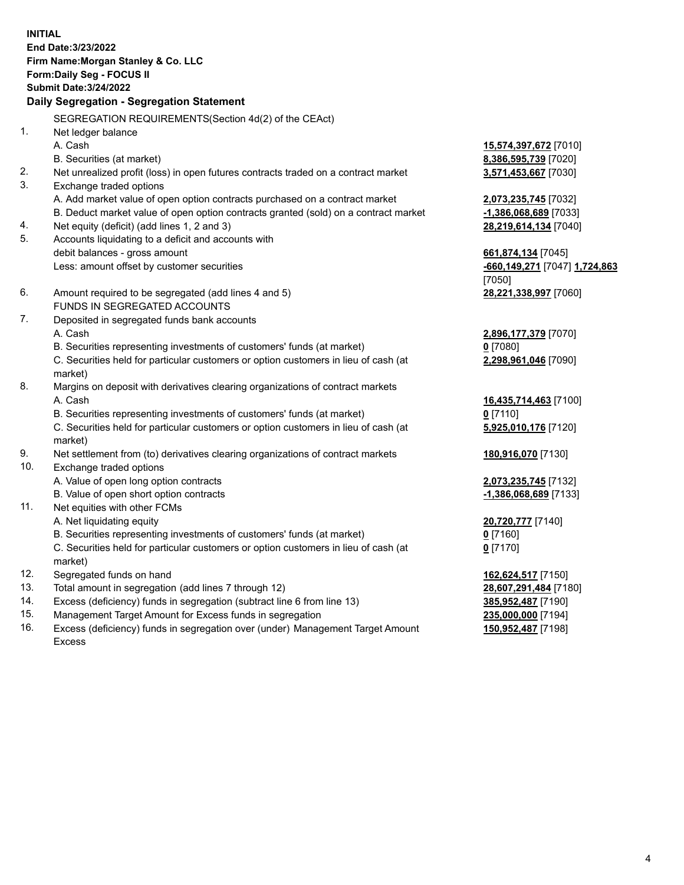**INITIAL**
**End Date:3/23/2022**
**Firm Name:Morgan Stanley & Co. LLC**
**Form:Daily Seg - FOCUS II**
**Submit Date:3/24/2022**

## Daily Segregation - Segregation Statement

SEGREGATION REQUIREMENTS(Section 4d(2) of the CEAct)

| | | |
|---|---|---|
| 1. | Net ledger balance | |
| | A. Cash | **15,574,397,672** [7010] |
| | B. Securities (at market) | **8,386,595,739** [7020] |
| 2. | Net unrealized profit (loss) in open futures contracts traded on a contract market | **3,571,453,667** [7030] |
| 3. | Exchange traded options | |
| | A. Add market value of open option contracts purchased on a contract market | **2,073,235,745** [7032] |
| | B. Deduct market value of open option contracts granted (sold) on a contract market | **-1,386,068,689** [7033] |
| 4. | Net equity (deficit) (add lines 1, 2 and 3) | **28,219,614,134** [7040] |
| 5. | Accounts liquidating to a deficit and accounts with debit balances - gross amount | **661,874,134** [7045] |
| | Less: amount offset by customer securities | **-660,149,271** [7047] **1,724,863** [7050] |
| 6. | Amount required to be segregated (add lines 4 and 5) | **28,221,338,997** [7060] |
| | FUNDS IN SEGREGATED ACCOUNTS | |
| 7. | Deposited in segregated funds bank accounts | |
| | A. Cash | **2,896,177,379** [7070] |
| | B. Securities representing investments of customers' funds (at market) | **0** [7080] |
| | C. Securities held for particular customers or option customers in lieu of cash (at market) | **2,298,961,046** [7090] |
| 8. | Margins on deposit with derivatives clearing organizations of contract markets | |
| | A. Cash | **16,435,714,463** [7100] |
| | B. Securities representing investments of customers' funds (at market) | **0** [7110] |
| | C. Securities held for particular customers or option customers in lieu of cash (at market) | **5,925,010,176** [7120] |
| 9. | Net settlement from (to) derivatives clearing organizations of contract markets | **180,916,070** [7130] |
| 10. | Exchange traded options | |
| | A. Value of open long option contracts | **2,073,235,745** [7132] |
| | B. Value of open short option contracts | **-1,386,068,689** [7133] |
| 11. | Net equities with other FCMs | |
| | A. Net liquidating equity | **20,720,777** [7140] |
| | B. Securities representing investments of customers' funds (at market) | **0** [7160] |
| | C. Securities held for particular customers or option customers in lieu of cash (at market) | **0** [7170] |
| 12. | Segregated funds on hand | **162,624,517** [7150] |
| 13. | Total amount in segregation (add lines 7 through 12) | **28,607,291,484** [7180] |
| 14. | Excess (deficiency) funds in segregation (subtract line 6 from line 13) | **385,952,487** [7190] |
| 15. | Management Target Amount for Excess funds in segregation | **235,000,000** [7194] |
| 16. | Excess (deficiency) funds in segregation over (under) Management Target Amount Excess | **150,952,487** [7198] |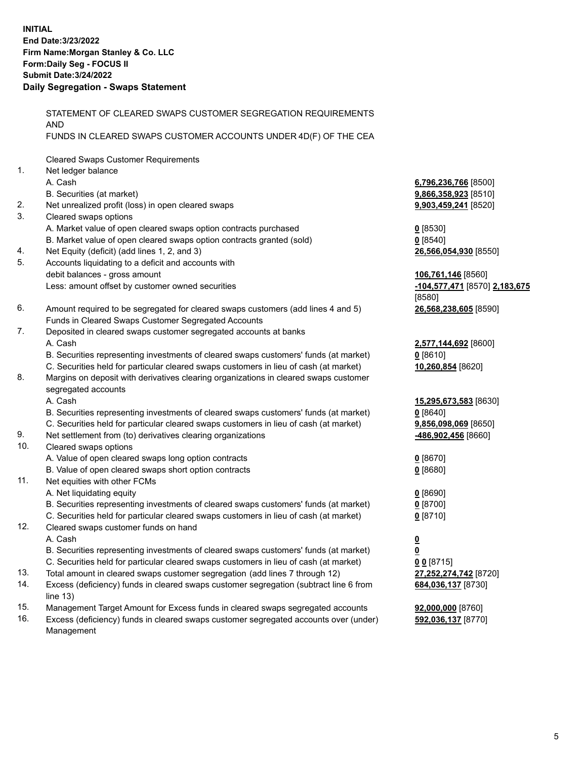**INITIAL**
**End Date:3/23/2022**
**Firm Name:Morgan Stanley & Co. LLC**
**Form:Daily Seg - FOCUS II**
**Submit Date:3/24/2022**
**Daily Segregation - Swaps Statement**

STATEMENT OF CLEARED SWAPS CUSTOMER SEGREGATION REQUIREMENTS AND
FUNDS IN CLEARED SWAPS CUSTOMER ACCOUNTS UNDER 4D(F) OF THE CEA

| | | |
|---|---|---|
| | Cleared Swaps Customer Requirements | |
| 1. | Net ledger balance | |
| | A. Cash | **6,796,236,766** [8500] |
| | B. Securities (at market) | **9,866,358,923** [8510] |
| 2. | Net unrealized profit (loss) in open cleared swaps | **9,903,459,241** [8520] |
| 3. | Cleared swaps options | |
| | A. Market value of open cleared swaps option contracts purchased | **0** [8530] |
| | B. Market value of open cleared swaps option contracts granted (sold) | **0** [8540] |
| 4. | Net Equity (deficit) (add lines 1, 2, and 3) | **26,566,054,930** [8550] |
| 5. | Accounts liquidating to a deficit and accounts with debit balances - gross amount | **106,761,146** [8560] |
| | Less: amount offset by customer owned securities | **-104,577,471** [8570] **2,183,675** [8580] |
| 6. | Amount required to be segregated for cleared swaps customers (add lines 4 and 5) | **26,568,238,605** [8590] |
| | Funds in Cleared Swaps Customer Segregated Accounts | |
| 7. | Deposited in cleared swaps customer segregated accounts at banks | |
| | A. Cash | **2,577,144,692** [8600] |
| | B. Securities representing investments of cleared swaps customers' funds (at market) | **0** [8610] |
| | C. Securities held for particular cleared swaps customers in lieu of cash (at market) | **10,260,854** [8620] |
| 8. | Margins on deposit with derivatives clearing organizations in cleared swaps customer segregated accounts | |
| | A. Cash | **15,295,673,583** [8630] |
| | B. Securities representing investments of cleared swaps customers' funds (at market) | **0** [8640] |
| | C. Securities held for particular cleared swaps customers in lieu of cash (at market) | **9,856,098,069** [8650] |
| 9. | Net settlement from (to) derivatives clearing organizations | **-486,902,456** [8660] |
| 10. | Cleared swaps options | |
| | A. Value of open cleared swaps long option contracts | **0** [8670] |
| | B. Value of open cleared swaps short option contracts | **0** [8680] |
| 11. | Net equities with other FCMs | |
| | A. Net liquidating equity | **0** [8690] |
| | B. Securities representing investments of cleared swaps customers' funds (at market) | **0** [8700] |
| | C. Securities held for particular cleared swaps customers in lieu of cash (at market) | **0** [8710] |
| 12. | Cleared swaps customer funds on hand | |
| | A. Cash | **0** |
| | B. Securities representing investments of cleared swaps customers' funds (at market) | **0** |
| | C. Securities held for particular cleared swaps customers in lieu of cash (at market) | **0** **0** [8715] |
| 13. | Total amount in cleared swaps customer segregation (add lines 7 through 12) | **27,252,274,742** [8720] |
| 14. | Excess (deficiency) funds in cleared swaps customer segregation (subtract line 6 from line 13) | **684,036,137** [8730] |
| 15. | Management Target Amount for Excess funds in cleared swaps segregated accounts | **92,000,000** [8760] |
| 16. | Excess (deficiency) funds in cleared swaps customer segregated accounts over (under) Management | **592,036,137** [8770] |